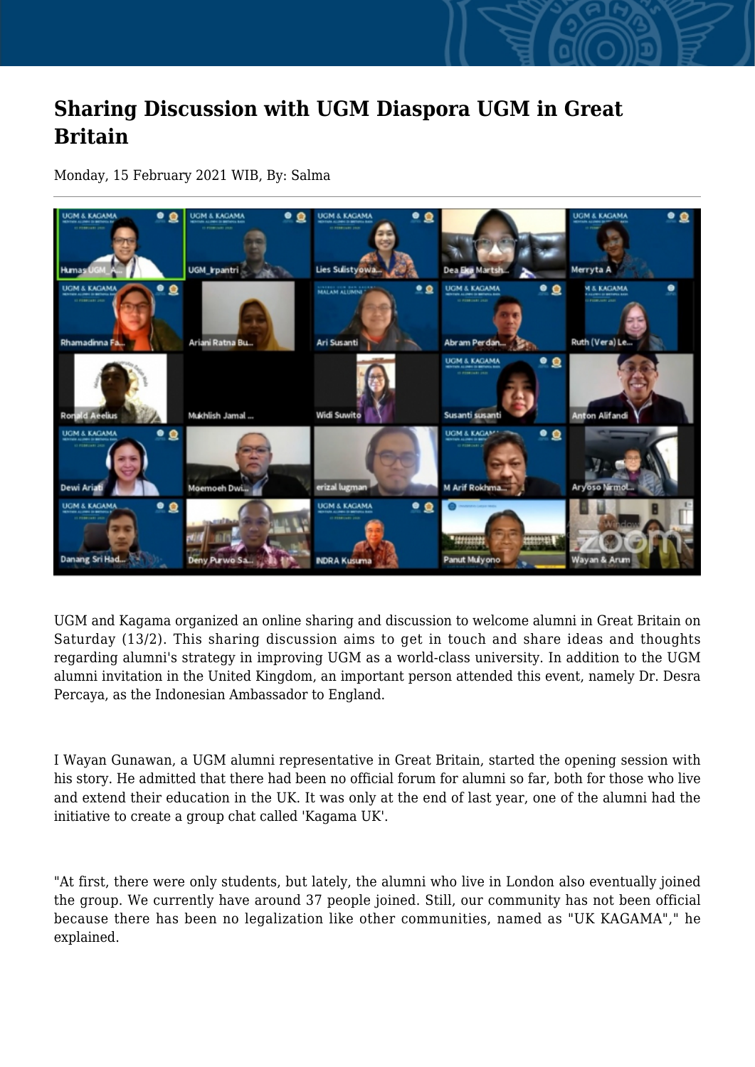# Sharing Discussion with UGM Diaspora UGM in Great Britain

Monday, 15 February 2021 WIB, By: Salma

UGM and Kagama organized an online sharing and discussion to welcome alumni in Great Britain on Saturday (13/2). This sharing discussion aims to get in touch and share ideas and thoughts regarding alumni's strategy in improving UGM as a world-class university. In addition to the UGM alumni invitation in the United Kingdom, an important person attended this event, namely Dr. Desra Percaya, as the Indonesian Ambassador to England.

I Wayan Gunawan, a UGM alumni representative in Great Britain, started the opening session with his story. He admitted that there had been no official forum for alumni so far, both for those who live and extend their education in the UK. It was only at the end of last year, one of the alumni had the initiative to create a group chat called 'Kagama UK'.

"At first, there were only students, but lately, the alumni who live in London also eventually joined the group. We currently have around 37 people joined. Still, our community has not been official because there has been no legalization like other communities, named as "UK KAGAMA"," he explained.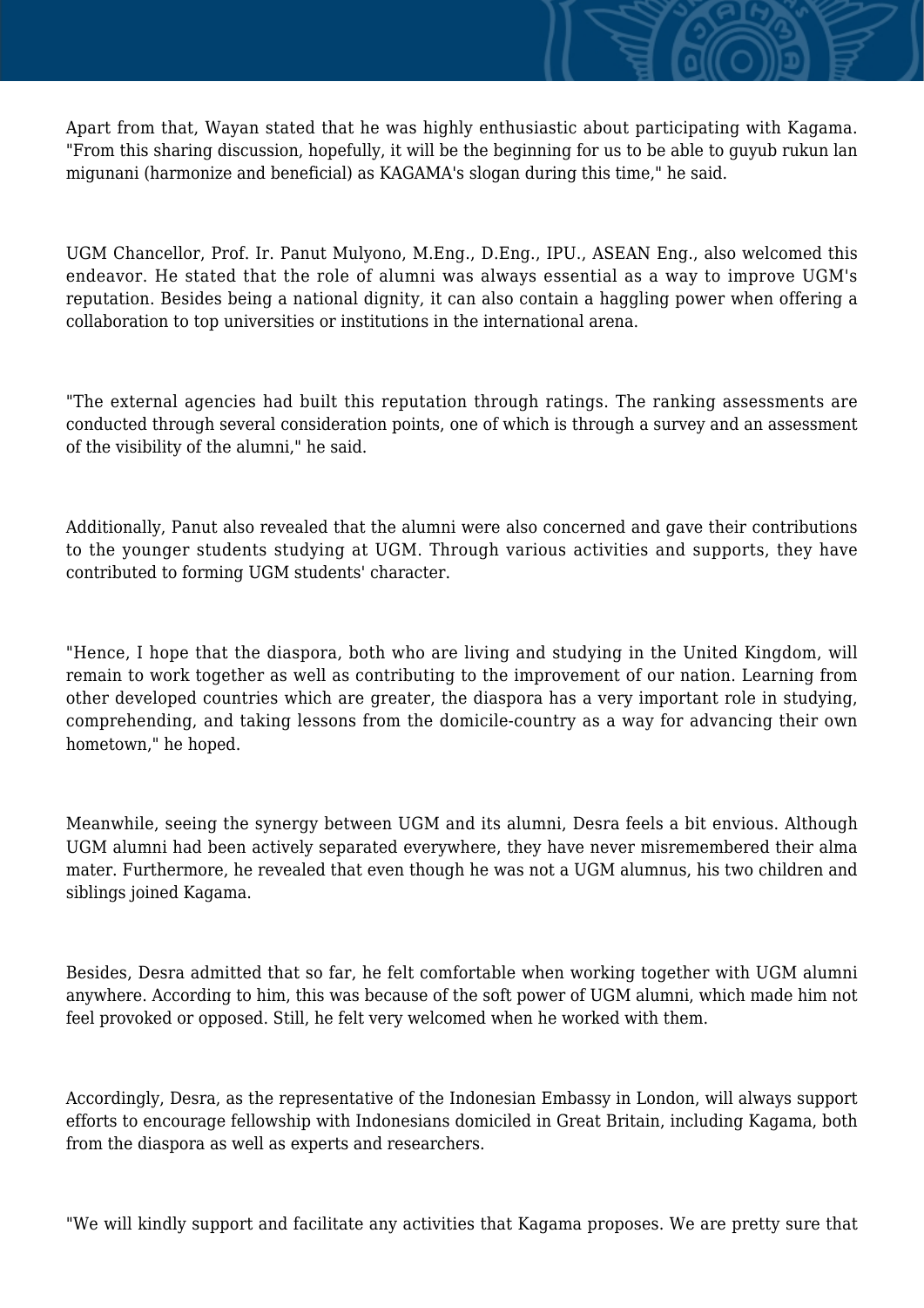Apart from that, Wayan stated that he was highly enthusiastic about participating with Kagama. "From this sharing discussion, hopefully, it will be the beginning for us to be able to guyub rukun lan migunani (harmonize and beneficial) as KAGAMA's slogan during this time," he said.

UGM Chancellor, Prof. Ir. Panut Mulyono, M.Eng., D.Eng., IPU., ASEAN Eng., also welcomed this endeavor. He stated that the role of alumni was always essential as a way to improve UGM's reputation. Besides being a national dignity, it can also contain a haggling power when offering a collaboration to top universities or institutions in the international arena.

"The external agencies had built this reputation through ratings. The ranking assessments are conducted through several consideration points, one of which is through a survey and an assessment of the visibility of the alumni," he said.

Additionally, Panut also revealed that the alumni were also concerned and gave their contributions to the younger students studying at UGM. Through various activities and supports, they have contributed to forming UGM students' character.

"Hence, I hope that the diaspora, both who are living and studying in the United Kingdom, will remain to work together as well as contributing to the improvement of our nation. Learning from other developed countries which are greater, the diaspora has a very important role in studying, comprehending, and taking lessons from the domicile-country as a way for advancing their own hometown," he hoped.

Meanwhile, seeing the synergy between UGM and its alumni, Desra feels a bit envious. Although UGM alumni had been actively separated everywhere, they have never misremembered their alma mater. Furthermore, he revealed that even though he was not a UGM alumnus, his two children and siblings joined Kagama.

Besides, Desra admitted that so far, he felt comfortable when working together with UGM alumni anywhere. According to him, this was because of the soft power of UGM alumni, which made him not feel provoked or opposed. Still, he felt very welcomed when he worked with them.

Accordingly, Desra, as the representative of the Indonesian Embassy in London, will always support efforts to encourage fellowship with Indonesians domiciled in Great Britain, including Kagama, both from the diaspora as well as experts and researchers.

"We will kindly support and facilitate any activities that Kagama proposes. We are pretty sure that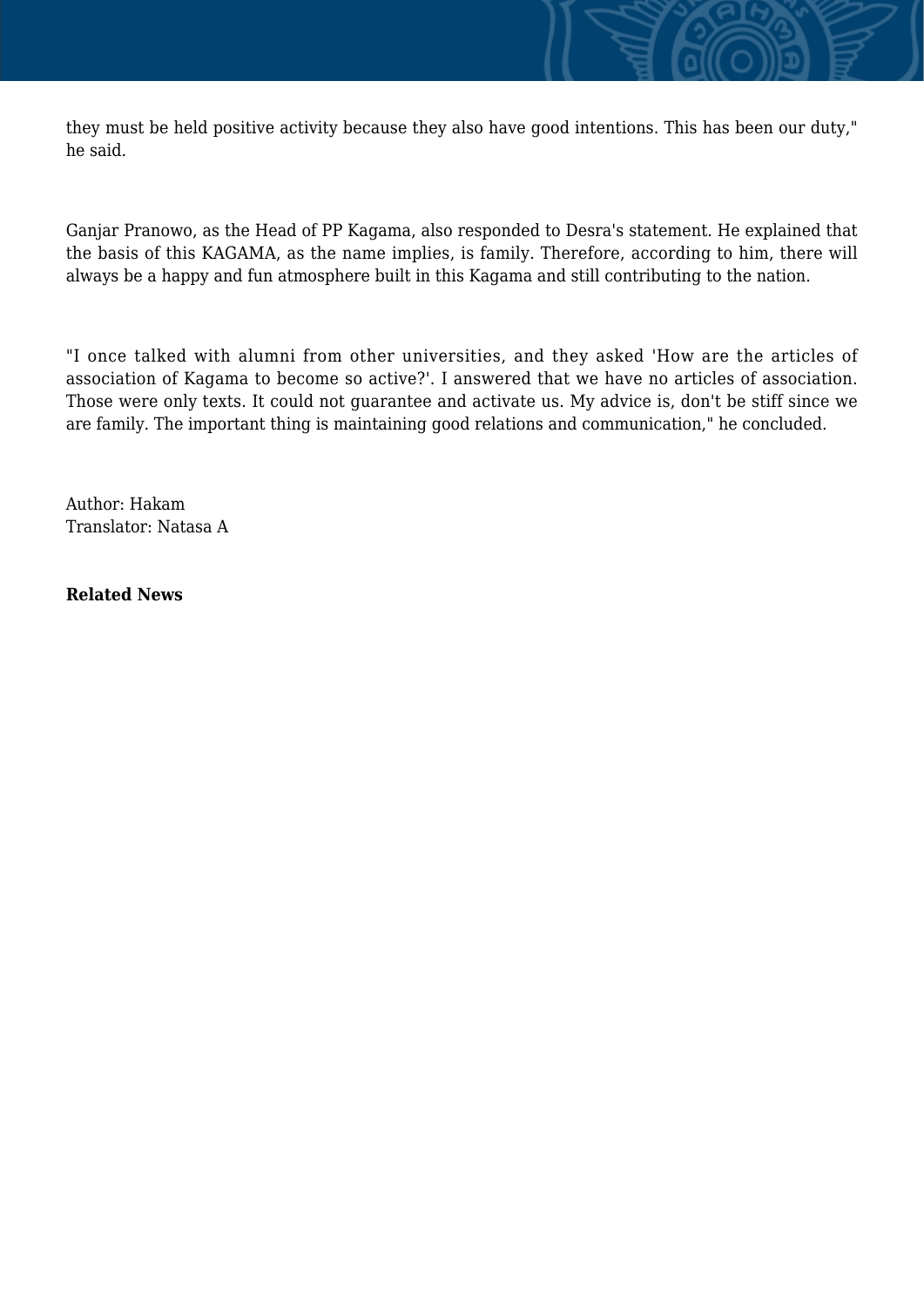they must be held positive activity because they also have good intentions. This has been our duty," he said.

Ganjar Pranowo, as the Head of PP Kagama, also responded to Desra's statement. He explained that the basis of this KAGAMA, as the name implies, is family. Therefore, according to him, there will always be a happy and fun atmosphere built in this Kagama and still contributing to the nation.

"I once talked with alumni from other universities, and they asked 'How are the articles of association of Kagama to become so active?'. I answered that we have no articles of association. Those were only texts. It could not guarantee and activate us. My advice is, don't be stiff since we are family. The important thing is maintaining good relations and communication," he concluded.

Author: Hakam
Translator: Natasa A

**Related News**